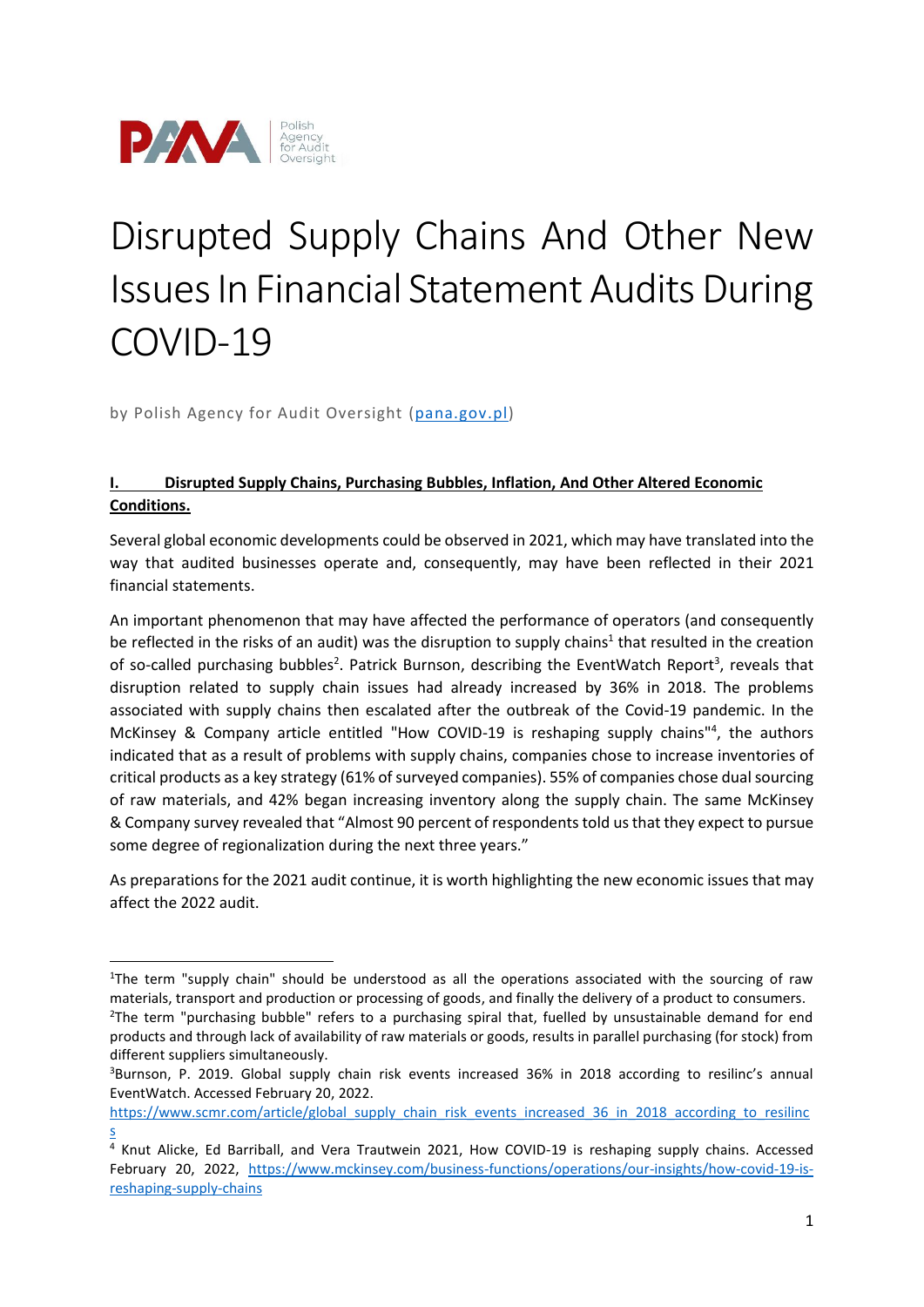# Disrupted Supply Chains And Other New Issues In Financial Statement Audits During COVID-19

by Polish Agency for Audit Oversight (pana.gov.pl)

## I. Disrupted Supply Chains, Purchasing Bubbles, Inflation, And Other Altered Economic Conditions.

Several global economic developments could be observed in 2021, which may have translated into the way that audited businesses operate and, consequently, may have been reflected in their 2021 financial statements.

An important phenomenon that may have affected the performance of operators (and consequently be reflected in the risks of an audit) was the disruption to supply chains[1] that resulted in the creation of so-called purchasing bubbles[2]. Patrick Burnson, describing the EventWatch Report[3], reveals that disruption related to supply chain issues had already increased by 36% in 2018. The problems associated with supply chains then escalated after the outbreak of the Covid-19 pandemic. In the McKinsey & Company article entitled "How COVID-19 is reshaping supply chains"[4], the authors indicated that as a result of problems with supply chains, companies chose to increase inventories of critical products as a key strategy (61% of surveyed companies). 55% of companies chose dual sourcing of raw materials, and 42% began increasing inventory along the supply chain. The same McKinsey & Company survey revealed that "Almost 90 percent of respondents told us that they expect to pursue some degree of regionalization during the next three years."

As preparations for the 2021 audit continue, it is worth highlighting the new economic issues that may affect the 2022 audit.

---

[1]The term "supply chain" should be understood as all the operations associated with the sourcing of raw materials, transport and production or processing of goods, and finally the delivery of a product to consumers.

[2]The term "purchasing bubble" refers to a purchasing spiral that, fuelled by unsustainable demand for end products and through lack of availability of raw materials or goods, results in parallel purchasing (for stock) from different suppliers simultaneously.

[3]Burnson, P. 2019. Global supply chain risk events increased 36% in 2018 according to resilinc's annual EventWatch. Accessed February 20, 2022. https://www.scmr.com/article/global_supply_chain_risk_events_increased_36_in_2018_according_to_resilincs

[4] Knut Alicke, Ed Barriball, and Vera Trautwein 2021, How COVID-19 is reshaping supply chains. Accessed February 20, 2022, https://www.mckinsey.com/business-functions/operations/our-insights/how-covid-19-is-reshaping-supply-chains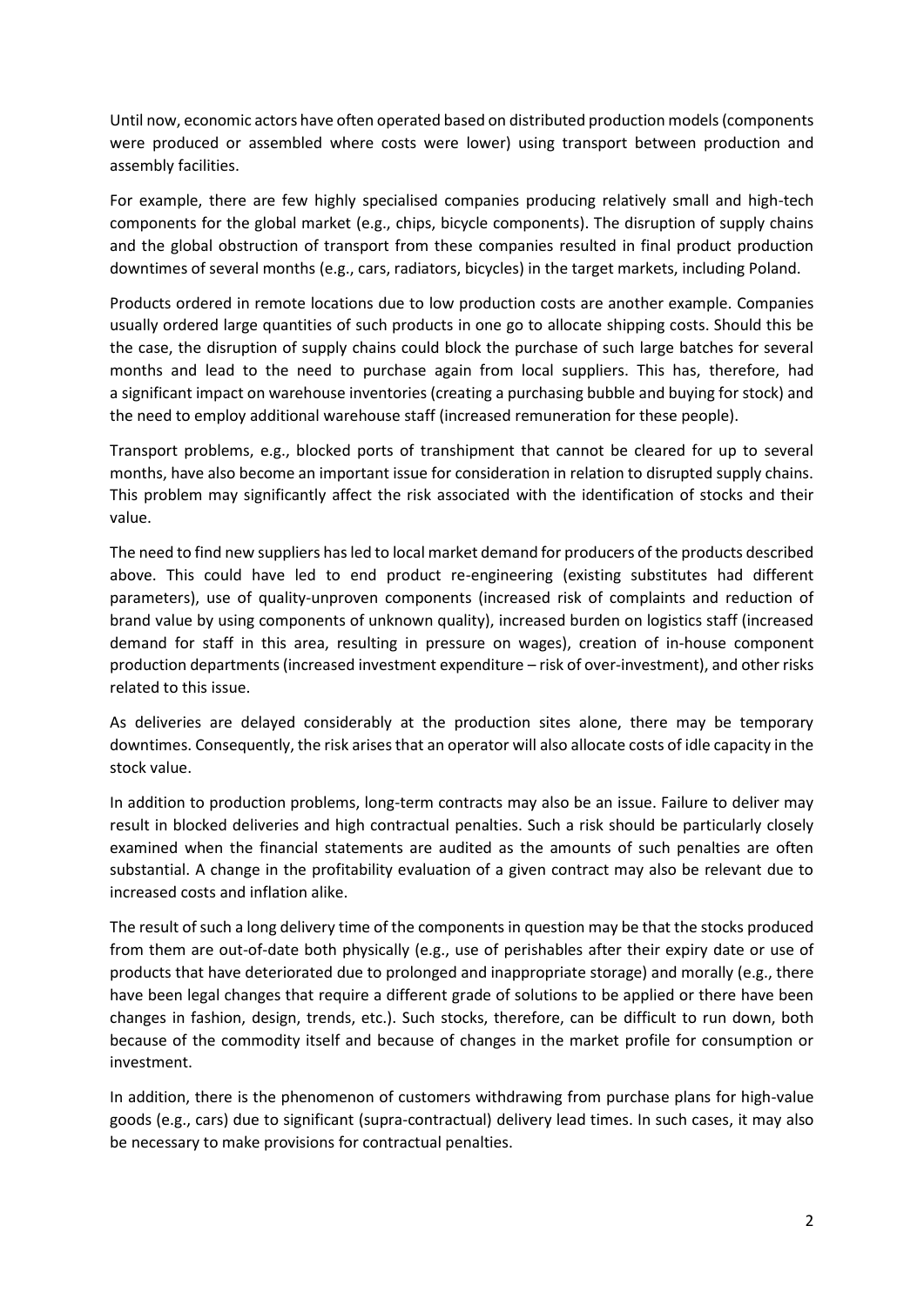Until now, economic actors have often operated based on distributed production models (components were produced or assembled where costs were lower) using transport between production and assembly facilities.

For example, there are few highly specialised companies producing relatively small and high-tech components for the global market (e.g., chips, bicycle components). The disruption of supply chains and the global obstruction of transport from these companies resulted in final product production downtimes of several months (e.g., cars, radiators, bicycles) in the target markets, including Poland.

Products ordered in remote locations due to low production costs are another example. Companies usually ordered large quantities of such products in one go to allocate shipping costs. Should this be the case, the disruption of supply chains could block the purchase of such large batches for several months and lead to the need to purchase again from local suppliers. This has, therefore, had a significant impact on warehouse inventories (creating a purchasing bubble and buying for stock) and the need to employ additional warehouse staff (increased remuneration for these people).

Transport problems, e.g., blocked ports of transhipment that cannot be cleared for up to several months, have also become an important issue for consideration in relation to disrupted supply chains. This problem may significantly affect the risk associated with the identification of stocks and their value.

The need to find new suppliers has led to local market demand for producers of the products described above. This could have led to end product re-engineering (existing substitutes had different parameters), use of quality-unproven components (increased risk of complaints and reduction of brand value by using components of unknown quality), increased burden on logistics staff (increased demand for staff in this area, resulting in pressure on wages), creation of in-house component production departments (increased investment expenditure – risk of over-investment), and other risks related to this issue.

As deliveries are delayed considerably at the production sites alone, there may be temporary downtimes. Consequently, the risk arises that an operator will also allocate costs of idle capacity in the stock value.

In addition to production problems, long-term contracts may also be an issue. Failure to deliver may result in blocked deliveries and high contractual penalties. Such a risk should be particularly closely examined when the financial statements are audited as the amounts of such penalties are often substantial. A change in the profitability evaluation of a given contract may also be relevant due to increased costs and inflation alike.

The result of such a long delivery time of the components in question may be that the stocks produced from them are out-of-date both physically (e.g., use of perishables after their expiry date or use of products that have deteriorated due to prolonged and inappropriate storage) and morally (e.g., there have been legal changes that require a different grade of solutions to be applied or there have been changes in fashion, design, trends, etc.). Such stocks, therefore, can be difficult to run down, both because of the commodity itself and because of changes in the market profile for consumption or investment.

In addition, there is the phenomenon of customers withdrawing from purchase plans for high-value goods (e.g., cars) due to significant (supra-contractual) delivery lead times. In such cases, it may also be necessary to make provisions for contractual penalties.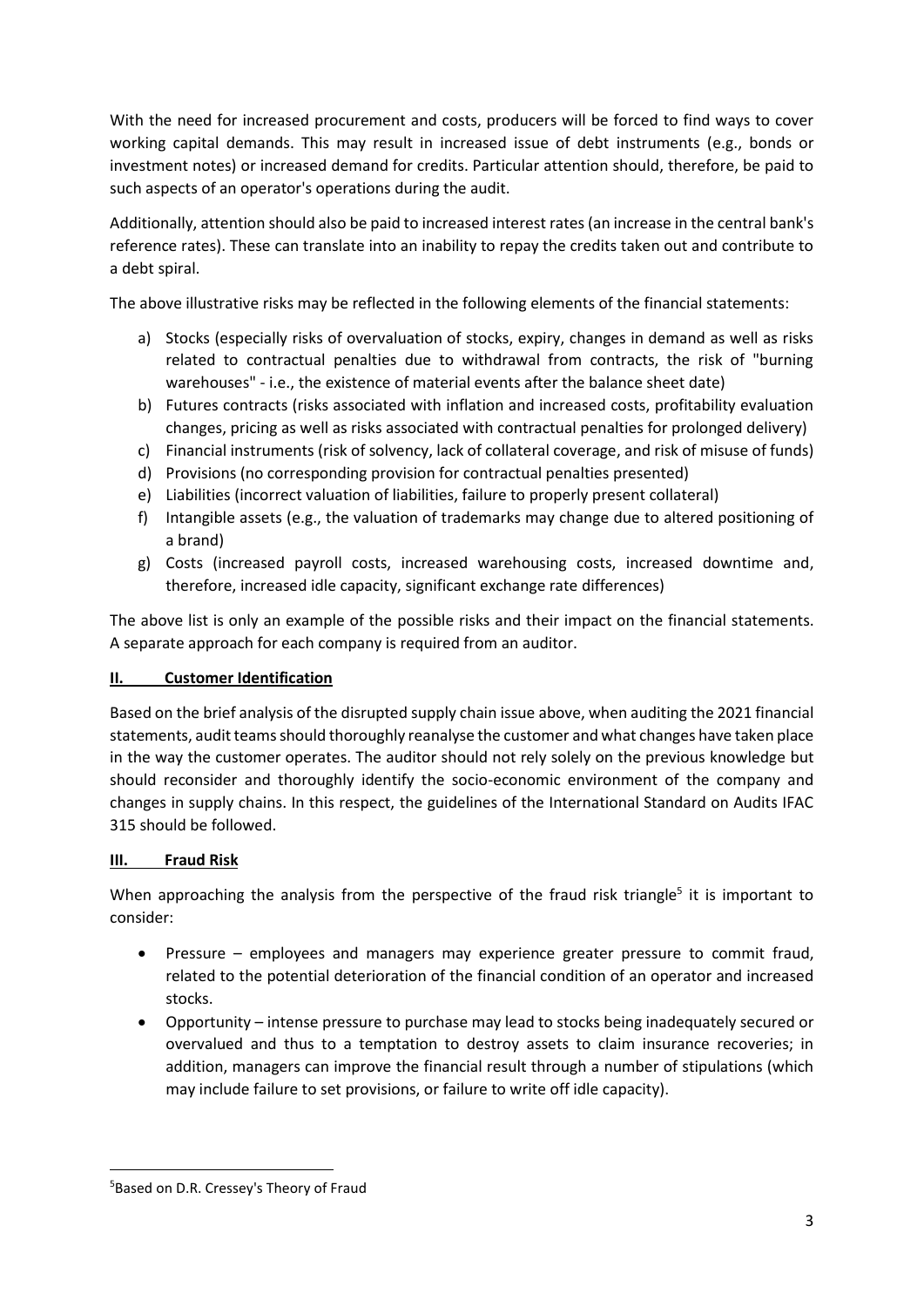With the need for increased procurement and costs, producers will be forced to find ways to cover working capital demands. This may result in increased issue of debt instruments (e.g., bonds or investment notes) or increased demand for credits. Particular attention should, therefore, be paid to such aspects of an operator's operations during the audit.

Additionally, attention should also be paid to increased interest rates (an increase in the central bank's reference rates). These can translate into an inability to repay the credits taken out and contribute to a debt spiral.

The above illustrative risks may be reflected in the following elements of the financial statements:

a) Stocks (especially risks of overvaluation of stocks, expiry, changes in demand as well as risks related to contractual penalties due to withdrawal from contracts, the risk of "burning warehouses" - i.e., the existence of material events after the balance sheet date)
b) Futures contracts (risks associated with inflation and increased costs, profitability evaluation changes, pricing as well as risks associated with contractual penalties for prolonged delivery)
c) Financial instruments (risk of solvency, lack of collateral coverage, and risk of misuse of funds)
d) Provisions (no corresponding provision for contractual penalties presented)
e) Liabilities (incorrect valuation of liabilities, failure to properly present collateral)
f) Intangible assets (e.g., the valuation of trademarks may change due to altered positioning of a brand)
g) Costs (increased payroll costs, increased warehousing costs, increased downtime and, therefore, increased idle capacity, significant exchange rate differences)

The above list is only an example of the possible risks and their impact on the financial statements. A separate approach for each company is required from an auditor.

## II. Customer Identification

Based on the brief analysis of the disrupted supply chain issue above, when auditing the 2021 financial statements, audit teams should thoroughly reanalyse the customer and what changes have taken place in the way the customer operates. The auditor should not rely solely on the previous knowledge but should reconsider and thoroughly identify the socio-economic environment of the company and changes in supply chains. In this respect, the guidelines of the International Standard on Audits IFAC 315 should be followed.

## III. Fraud Risk

When approaching the analysis from the perspective of the fraud risk triangle[5] it is important to consider:

- Pressure – employees and managers may experience greater pressure to commit fraud, related to the potential deterioration of the financial condition of an operator and increased stocks.
- Opportunity – intense pressure to purchase may lead to stocks being inadequately secured or overvalued and thus to a temptation to destroy assets to claim insurance recoveries; in addition, managers can improve the financial result through a number of stipulations (which may include failure to set provisions, or failure to write off idle capacity).

[5] Based on D.R. Cressey's Theory of Fraud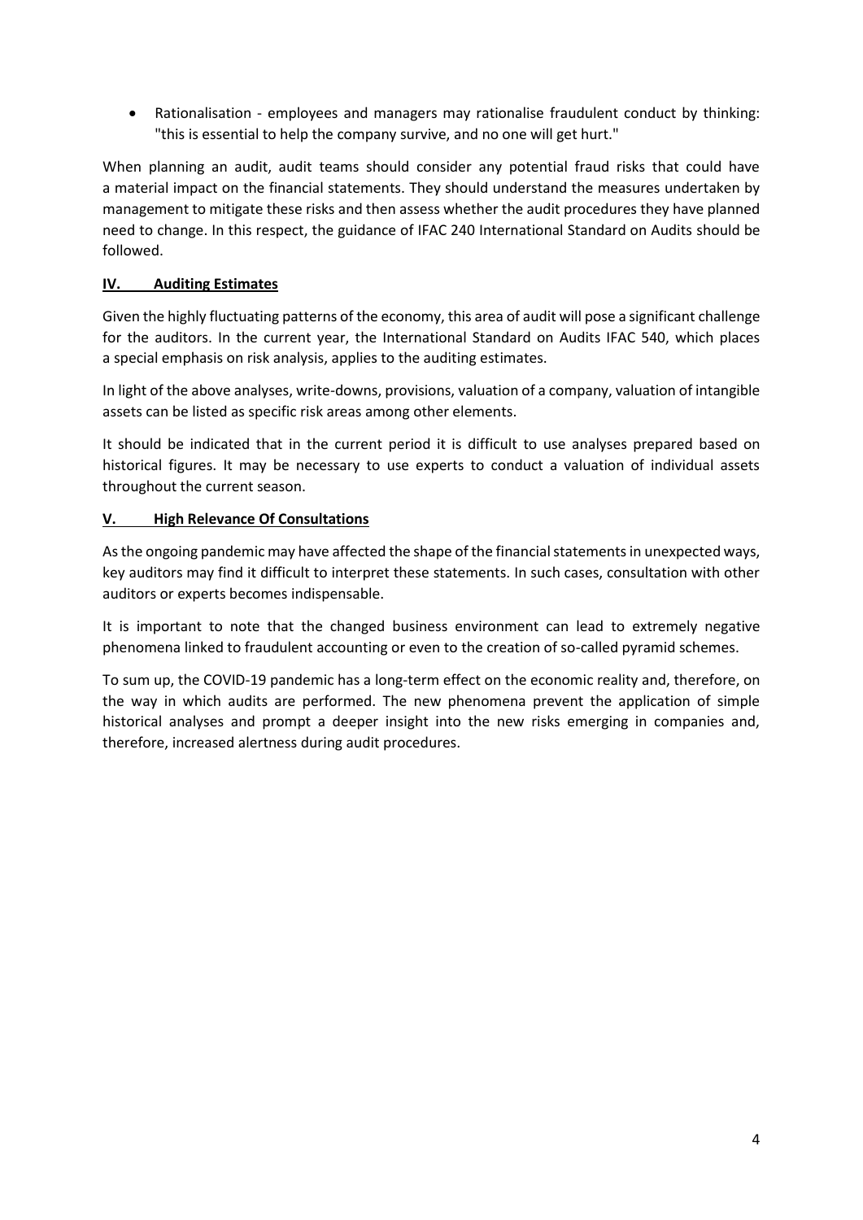- Rationalisation - employees and managers may rationalise fraudulent conduct by thinking: "this is essential to help the company survive, and no one will get hurt."

When planning an audit, audit teams should consider any potential fraud risks that could have a material impact on the financial statements. They should understand the measures undertaken by management to mitigate these risks and then assess whether the audit procedures they have planned need to change. In this respect, the guidance of IFAC 240 International Standard on Audits should be followed.

## IV. Auditing Estimates

Given the highly fluctuating patterns of the economy, this area of audit will pose a significant challenge for the auditors. In the current year, the International Standard on Audits IFAC 540, which places a special emphasis on risk analysis, applies to the auditing estimates.

In light of the above analyses, write-downs, provisions, valuation of a company, valuation of intangible assets can be listed as specific risk areas among other elements.

It should be indicated that in the current period it is difficult to use analyses prepared based on historical figures. It may be necessary to use experts to conduct a valuation of individual assets throughout the current season.

## V. High Relevance Of Consultations

As the ongoing pandemic may have affected the shape of the financial statements in unexpected ways, key auditors may find it difficult to interpret these statements. In such cases, consultation with other auditors or experts becomes indispensable.

It is important to note that the changed business environment can lead to extremely negative phenomena linked to fraudulent accounting or even to the creation of so-called pyramid schemes.

To sum up, the COVID-19 pandemic has a long-term effect on the economic reality and, therefore, on the way in which audits are performed. The new phenomena prevent the application of simple historical analyses and prompt a deeper insight into the new risks emerging in companies and, therefore, increased alertness during audit procedures.